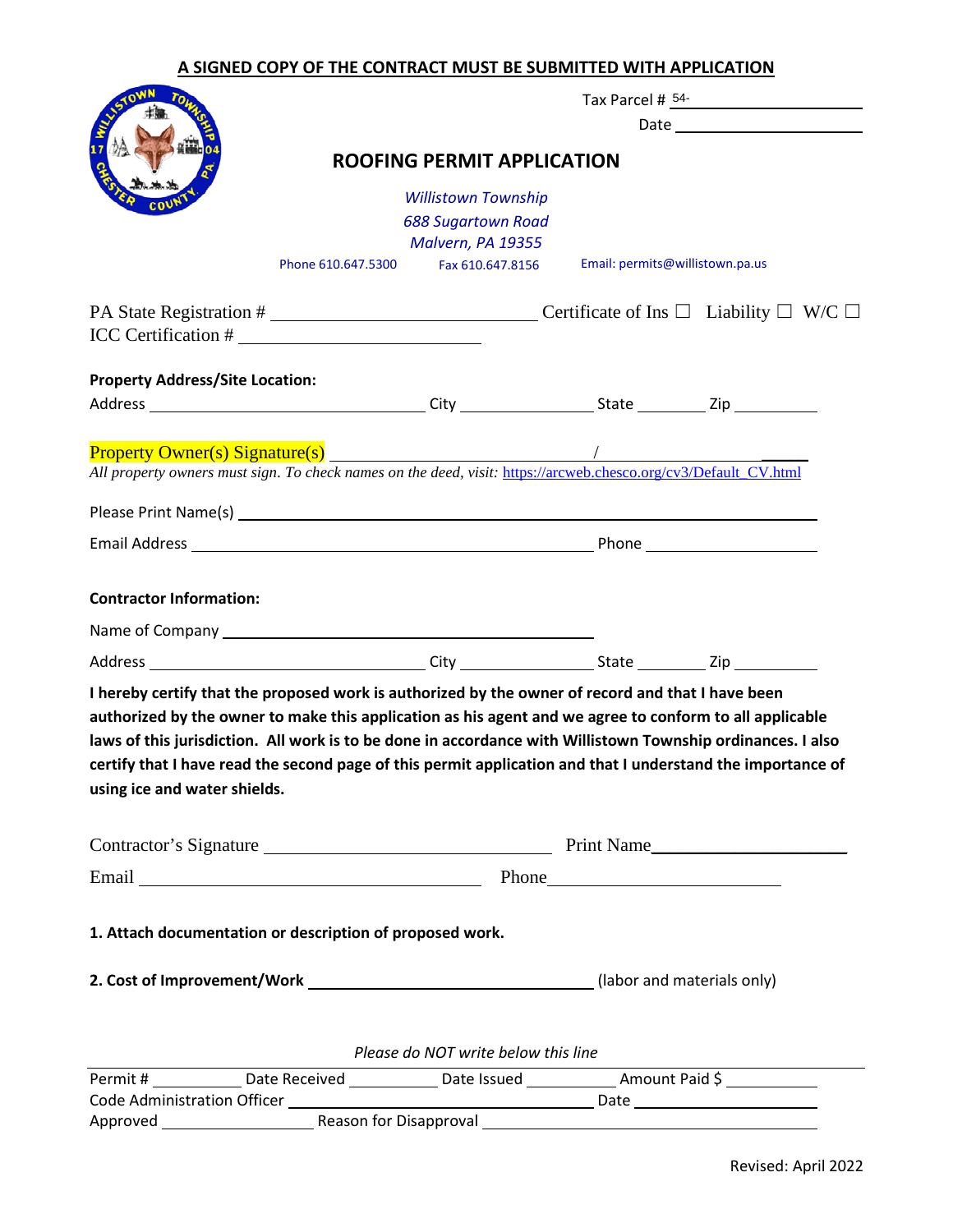**A SIGNED COPY OF THE CONTRACT MUST BE SUBMITTED WITH APPLICATION**

Tax Parcel # 54-\_\_\_\_\_\_\_\_\_\_\_\_\_\_\_\_

Date \_\_\_\_\_\_\_\_\_\_\_\_\_\_\_\_

## ROOFING PERMIT APPLICATION

*Willistown Township*
*688 Sugartown Road*
*Malvern, PA 19355*

Phone 610.647.5300 Fax 610.647.8156 Email: permits@willistown.pa.us

PA State Registration # \_\_\_\_\_\_\_\_\_\_\_\_\_\_\_\_ Certificate of Ins ☐ Liability ☐ W/C ☐

ICC Certification # \_\_\_\_\_\_\_\_\_\_\_\_\_\_\_\_

**Property Address/Site Location:**

Address \_\_\_\_\_\_\_\_\_\_\_\_\_\_\_\_ City \_\_\_\_\_\_\_\_ State \_\_\_\_ Zip \_\_\_\_\_

Property Owner(s) Signature(s) \_\_\_\_\_\_\_\_\_\_\_\_\_\_\_\_ / \_\_\_\_\_\_\_\_\_\_\_\_\_\_\_\_

*All property owners must sign. To check names on the deed, visit:* https://arcweb.chesco.org/cv3/Default_CV.html

Please Print Name(s) \_\_\_\_\_\_\_\_\_\_\_\_\_\_\_\_

Email Address \_\_\_\_\_\_\_\_\_\_\_\_\_\_\_\_ Phone \_\_\_\_\_\_\_\_

**Contractor Information:**

Name of Company \_\_\_\_\_\_\_\_\_\_\_\_\_\_\_\_

Address \_\_\_\_\_\_\_\_\_\_\_\_\_\_\_\_ City \_\_\_\_\_\_\_\_ State \_\_\_\_ Zip \_\_\_\_\_

**I hereby certify that the proposed work is authorized by the owner of record and that I have been authorized by the owner to make this application as his agent and we agree to conform to all applicable laws of this jurisdiction. All work is to be done in accordance with Willistown Township ordinances. I also certify that I have read the second page of this permit application and that I understand the importance of using ice and water shields.**

Contractor's Signature \_\_\_\_\_\_\_\_\_\_\_\_\_\_\_\_ Print Name\_\_\_\_\_\_\_\_\_\_\_\_\_\_\_\_

Email \_\_\_\_\_\_\_\_\_\_\_\_\_\_\_\_ Phone\_\_\_\_\_\_\_\_\_\_\_\_\_\_\_\_

**1. Attach documentation or description of proposed work.**

**2. Cost of Improvement/Work** \_\_\_\_\_\_\_\_\_\_\_\_\_\_\_\_ (labor and materials only)

*Please do NOT write below this line*

Permit # \_\_\_\_\_\_ Date Received \_\_\_\_\_\_ Date Issued \_\_\_\_\_\_ Amount Paid $ \_\_\_\_\_\_

Code Administration Officer \_\_\_\_\_\_\_\_\_\_\_\_\_\_\_\_ Date \_\_\_\_\_\_\_\_

Approved \_\_\_\_\_\_\_\_ Reason for Disapproval \_\_\_\_\_\_\_\_\_\_\_\_\_\_\_\_

Revised: April 2022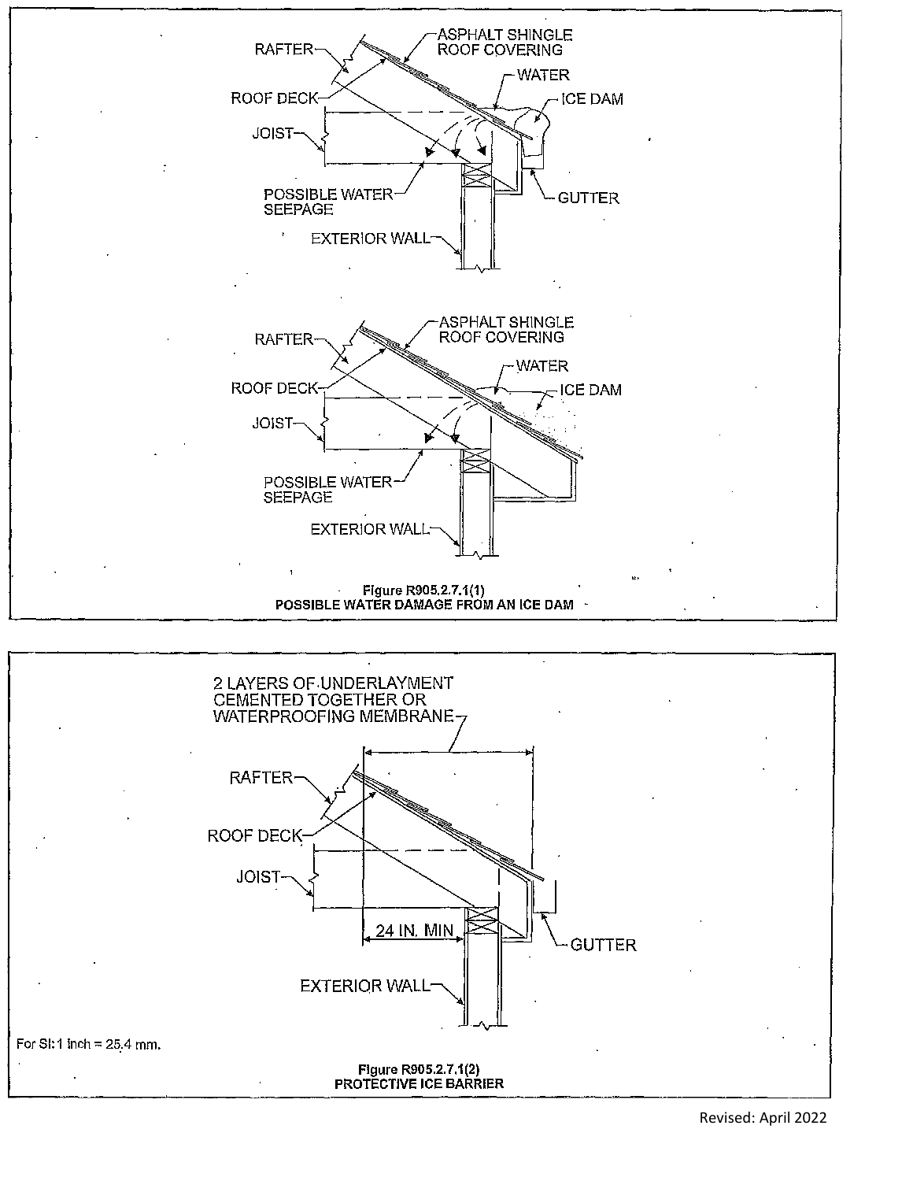RAFTER

ASPHALT SHINGLE ROOF COVERING

WATER

ICE DAM

ROOF DECK

JOIST

POSSIBLE WATER SEEPAGE

GUTTER

EXTERIOR WALL

RAFTER

ASPHALT SHINGLE ROOF COVERING

WATER

ICE DAM

ROOF DECK

JOIST

POSSIBLE WATER SEEPAGE

EXTERIOR WALL

**Figure R905.2.7.1(1)**
**POSSIBLE WATER DAMAGE FROM AN ICE DAM**

2 LAYERS OF UNDERLAYMENT CEMENTED TOGETHER OR WATERPROOFING MEMBRANE

RAFTER

ROOF DECK

JOIST

24 IN. MIN

GUTTER

EXTERIOR WALL

For SI: 1 inch = 25.4 mm.

**Figure R905.2.7.1(2)**
**PROTECTIVE ICE BARRIER**

Revised: April 2022